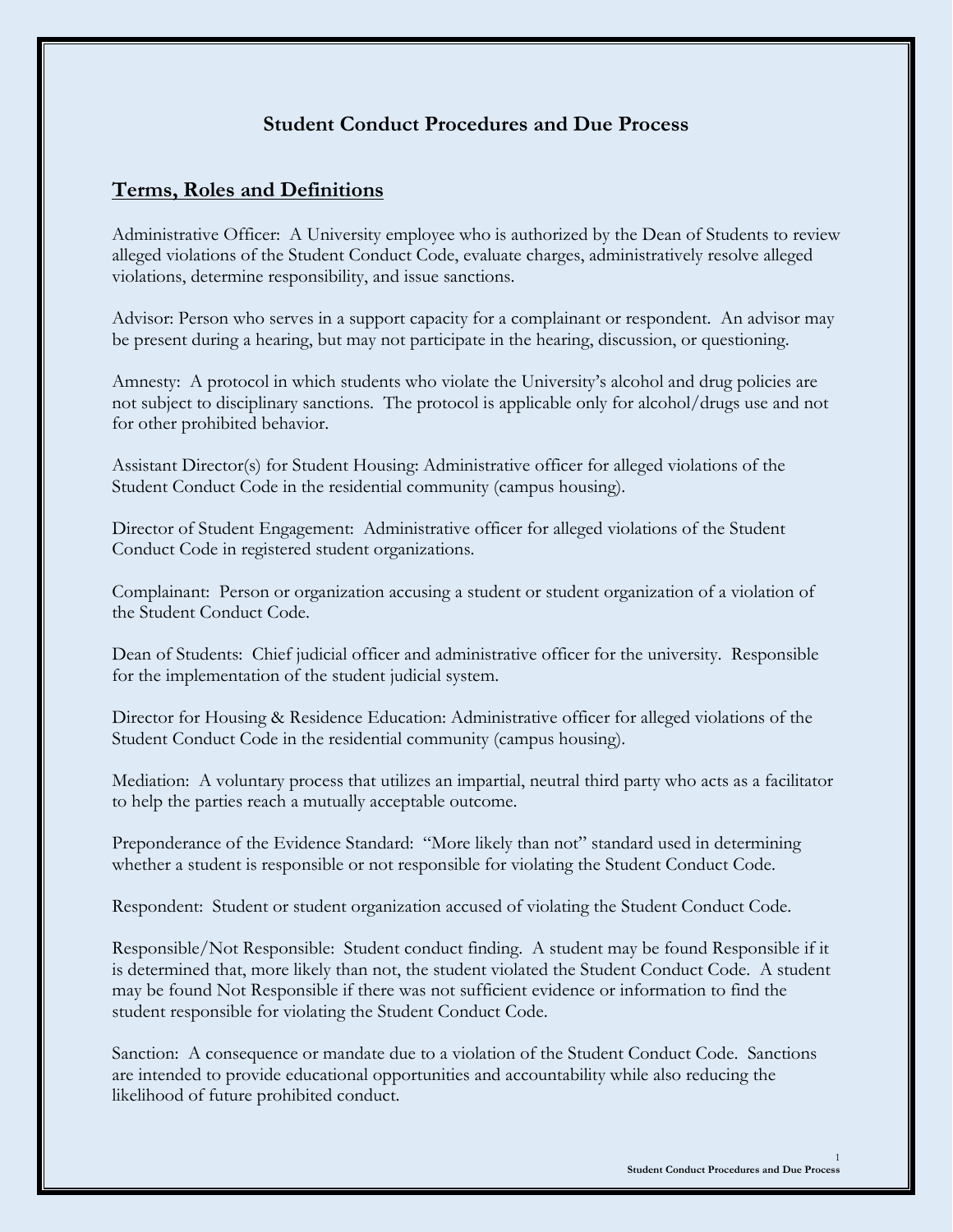# Student Conduct Procedures and Due Process

## Terms, Roles and Definitions

Administrative Officer: A University employee who is authorized by the Dean of Students to review alleged violations of the Student Conduct Code, evaluate charges, administratively resolve alleged violations, determine responsibility, and issue sanctions.

Advisor: Person who serves in a support capacity for a complainant or respondent. An advisor may be present during a hearing, but may not participate in the hearing, discussion, or questioning.

Amnesty: A protocol in which students who violate the University's alcohol and drug policies are not subject to disciplinary sanctions. The protocol is applicable only for alcohol/drugs use and not for other prohibited behavior.

Assistant Director(s) for Student Housing: Administrative officer for alleged violations of the Student Conduct Code in the residential community (campus housing).

Director of Student Engagement: Administrative officer for alleged violations of the Student Conduct Code in registered student organizations.

Complainant: Person or organization accusing a student or student organization of a violation of the Student Conduct Code.

Dean of Students: Chief judicial officer and administrative officer for the university. Responsible for the implementation of the student judicial system.

Director for Housing & Residence Education: Administrative officer for alleged violations of the Student Conduct Code in the residential community (campus housing).

Mediation: A voluntary process that utilizes an impartial, neutral third party who acts as a facilitator to help the parties reach a mutually acceptable outcome.

Preponderance of the Evidence Standard: "More likely than not" standard used in determining whether a student is responsible or not responsible for violating the Student Conduct Code.

Respondent: Student or student organization accused of violating the Student Conduct Code.

Responsible/Not Responsible: Student conduct finding. A student may be found Responsible if it is determined that, more likely than not, the student violated the Student Conduct Code. A student may be found Not Responsible if there was not sufficient evidence or information to find the student responsible for violating the Student Conduct Code.

Sanction: A consequence or mandate due to a violation of the Student Conduct Code. Sanctions are intended to provide educational opportunities and accountability while also reducing the likelihood of future prohibited conduct.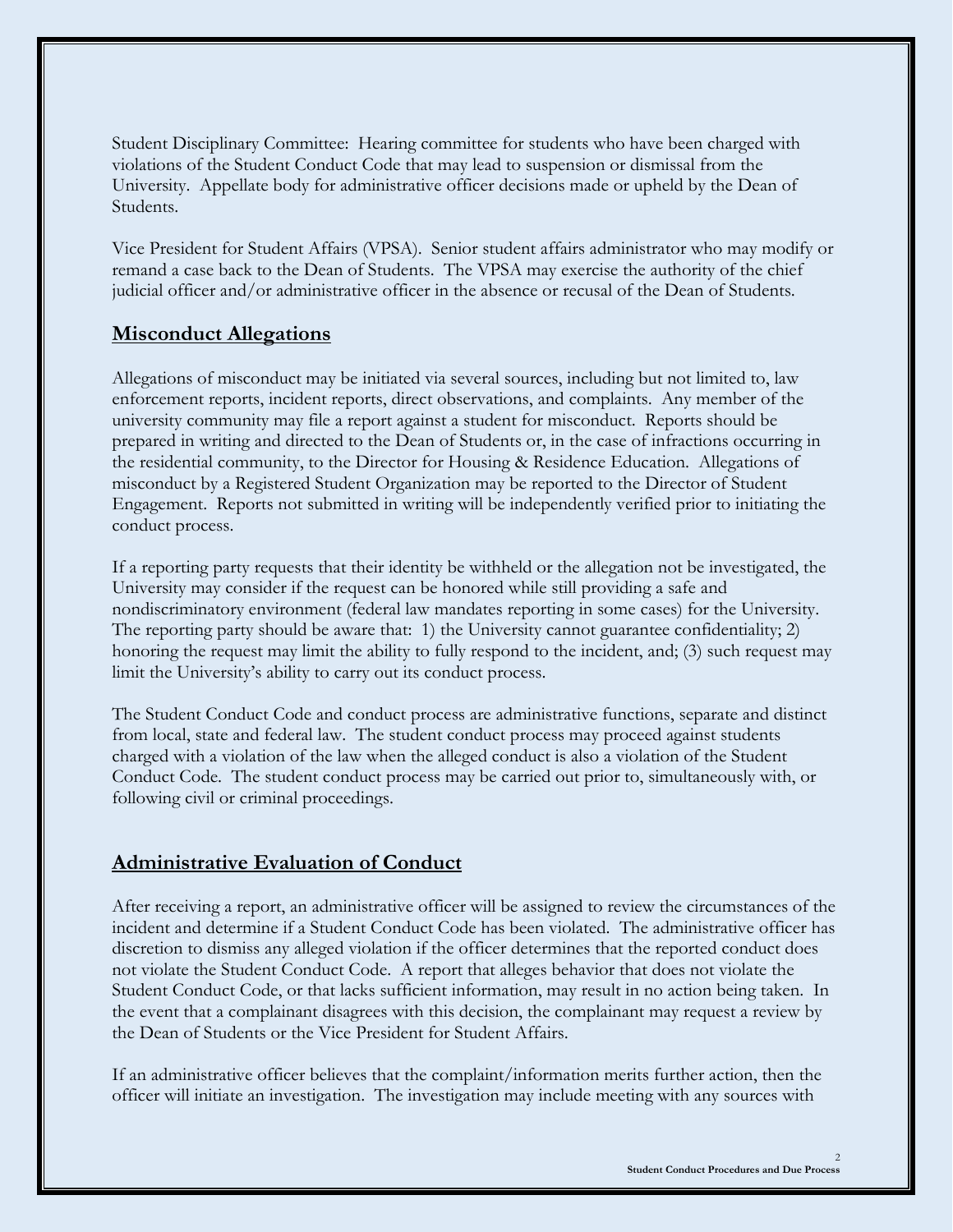Student Disciplinary Committee: Hearing committee for students who have been charged with violations of the Student Conduct Code that may lead to suspension or dismissal from the University. Appellate body for administrative officer decisions made or upheld by the Dean of Students.

Vice President for Student Affairs (VPSA). Senior student affairs administrator who may modify or remand a case back to the Dean of Students. The VPSA may exercise the authority of the chief judicial officer and/or administrative officer in the absence or recusal of the Dean of Students.

## Misconduct Allegations

Allegations of misconduct may be initiated via several sources, including but not limited to, law enforcement reports, incident reports, direct observations, and complaints. Any member of the university community may file a report against a student for misconduct. Reports should be prepared in writing and directed to the Dean of Students or, in the case of infractions occurring in the residential community, to the Director for Housing & Residence Education. Allegations of misconduct by a Registered Student Organization may be reported to the Director of Student Engagement. Reports not submitted in writing will be independently verified prior to initiating the conduct process.

If a reporting party requests that their identity be withheld or the allegation not be investigated, the University may consider if the request can be honored while still providing a safe and nondiscriminatory environment (federal law mandates reporting in some cases) for the University. The reporting party should be aware that: 1) the University cannot guarantee confidentiality; 2) honoring the request may limit the ability to fully respond to the incident, and; (3) such request may limit the University's ability to carry out its conduct process.

The Student Conduct Code and conduct process are administrative functions, separate and distinct from local, state and federal law. The student conduct process may proceed against students charged with a violation of the law when the alleged conduct is also a violation of the Student Conduct Code. The student conduct process may be carried out prior to, simultaneously with, or following civil or criminal proceedings.

## Administrative Evaluation of Conduct

After receiving a report, an administrative officer will be assigned to review the circumstances of the incident and determine if a Student Conduct Code has been violated. The administrative officer has discretion to dismiss any alleged violation if the officer determines that the reported conduct does not violate the Student Conduct Code. A report that alleges behavior that does not violate the Student Conduct Code, or that lacks sufficient information, may result in no action being taken. In the event that a complainant disagrees with this decision, the complainant may request a review by the Dean of Students or the Vice President for Student Affairs.

If an administrative officer believes that the complaint/information merits further action, then the officer will initiate an investigation. The investigation may include meeting with any sources with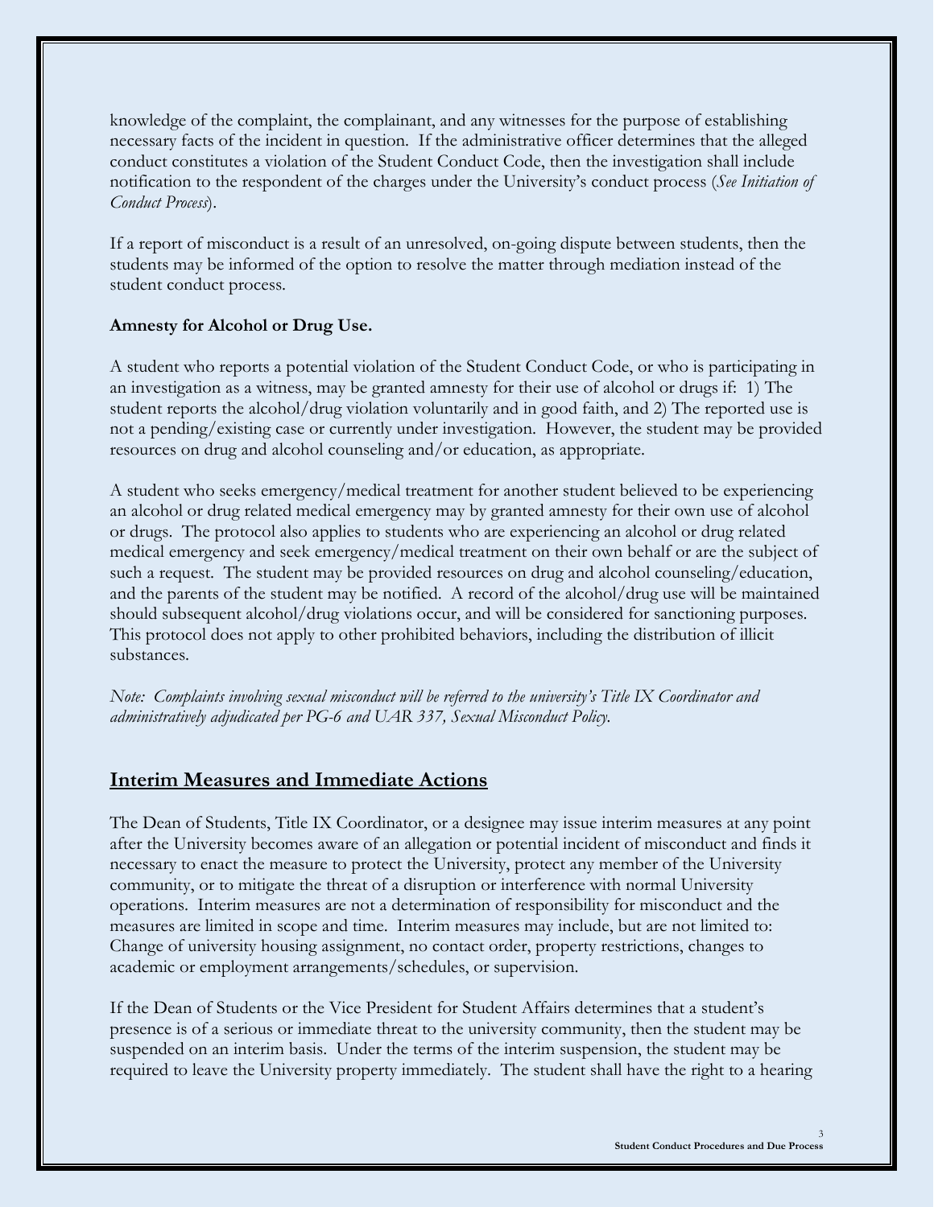knowledge of the complaint, the complainant, and any witnesses for the purpose of establishing necessary facts of the incident in question. If the administrative officer determines that the alleged conduct constitutes a violation of the Student Conduct Code, then the investigation shall include notification to the respondent of the charges under the University's conduct process (*See Initiation of Conduct Process*).

If a report of misconduct is a result of an unresolved, on-going dispute between students, then the students may be informed of the option to resolve the matter through mediation instead of the student conduct process.

**Amnesty for Alcohol or Drug Use.**

A student who reports a potential violation of the Student Conduct Code, or who is participating in an investigation as a witness, may be granted amnesty for their use of alcohol or drugs if: 1) The student reports the alcohol/drug violation voluntarily and in good faith, and 2) The reported use is not a pending/existing case or currently under investigation. However, the student may be provided resources on drug and alcohol counseling and/or education, as appropriate.

A student who seeks emergency/medical treatment for another student believed to be experiencing an alcohol or drug related medical emergency may by granted amnesty for their own use of alcohol or drugs. The protocol also applies to students who are experiencing an alcohol or drug related medical emergency and seek emergency/medical treatment on their own behalf or are the subject of such a request. The student may be provided resources on drug and alcohol counseling/education, and the parents of the student may be notified. A record of the alcohol/drug use will be maintained should subsequent alcohol/drug violations occur, and will be considered for sanctioning purposes. This protocol does not apply to other prohibited behaviors, including the distribution of illicit substances.

*Note: Complaints involving sexual misconduct will be referred to the university's Title IX Coordinator and administratively adjudicated per PG-6 and UAR 337, Sexual Misconduct Policy.*

## Interim Measures and Immediate Actions

The Dean of Students, Title IX Coordinator, or a designee may issue interim measures at any point after the University becomes aware of an allegation or potential incident of misconduct and finds it necessary to enact the measure to protect the University, protect any member of the University community, or to mitigate the threat of a disruption or interference with normal University operations. Interim measures are not a determination of responsibility for misconduct and the measures are limited in scope and time. Interim measures may include, but are not limited to: Change of university housing assignment, no contact order, property restrictions, changes to academic or employment arrangements/schedules, or supervision.

If the Dean of Students or the Vice President for Student Affairs determines that a student's presence is of a serious or immediate threat to the university community, then the student may be suspended on an interim basis. Under the terms of the interim suspension, the student may be required to leave the University property immediately. The student shall have the right to a hearing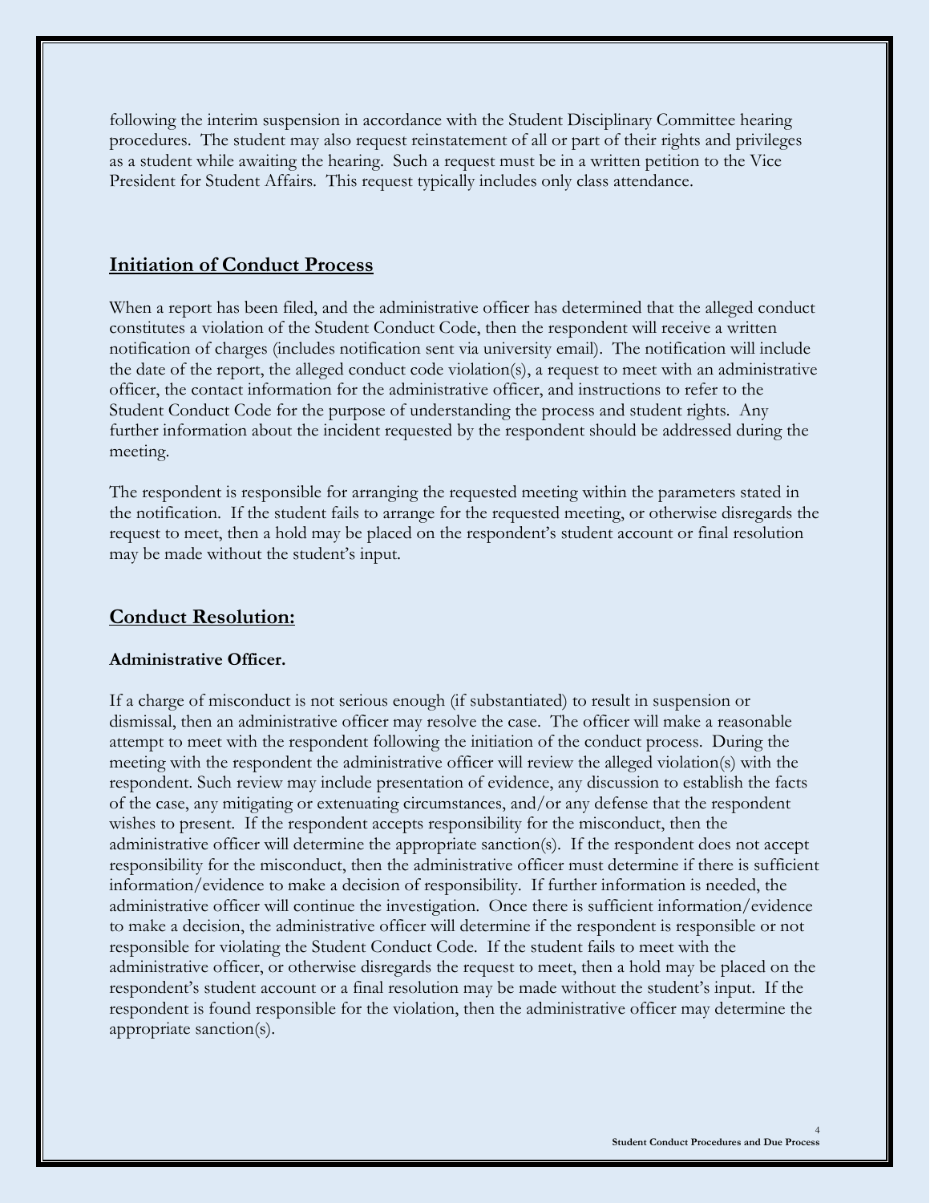following the interim suspension in accordance with the Student Disciplinary Committee hearing procedures. The student may also request reinstatement of all or part of their rights and privileges as a student while awaiting the hearing. Such a request must be in a written petition to the Vice President for Student Affairs. This request typically includes only class attendance.

## Initiation of Conduct Process

When a report has been filed, and the administrative officer has determined that the alleged conduct constitutes a violation of the Student Conduct Code, then the respondent will receive a written notification of charges (includes notification sent via university email). The notification will include the date of the report, the alleged conduct code violation(s), a request to meet with an administrative officer, the contact information for the administrative officer, and instructions to refer to the Student Conduct Code for the purpose of understanding the process and student rights. Any further information about the incident requested by the respondent should be addressed during the meeting.

The respondent is responsible for arranging the requested meeting within the parameters stated in the notification. If the student fails to arrange for the requested meeting, or otherwise disregards the request to meet, then a hold may be placed on the respondent's student account or final resolution may be made without the student's input.

## Conduct Resolution:

**Administrative Officer.**

If a charge of misconduct is not serious enough (if substantiated) to result in suspension or dismissal, then an administrative officer may resolve the case. The officer will make a reasonable attempt to meet with the respondent following the initiation of the conduct process. During the meeting with the respondent the administrative officer will review the alleged violation(s) with the respondent. Such review may include presentation of evidence, any discussion to establish the facts of the case, any mitigating or extenuating circumstances, and/or any defense that the respondent wishes to present. If the respondent accepts responsibility for the misconduct, then the administrative officer will determine the appropriate sanction(s). If the respondent does not accept responsibility for the misconduct, then the administrative officer must determine if there is sufficient information/evidence to make a decision of responsibility. If further information is needed, the administrative officer will continue the investigation. Once there is sufficient information/evidence to make a decision, the administrative officer will determine if the respondent is responsible or not responsible for violating the Student Conduct Code. If the student fails to meet with the administrative officer, or otherwise disregards the request to meet, then a hold may be placed on the respondent's student account or a final resolution may be made without the student's input. If the respondent is found responsible for the violation, then the administrative officer may determine the appropriate sanction(s).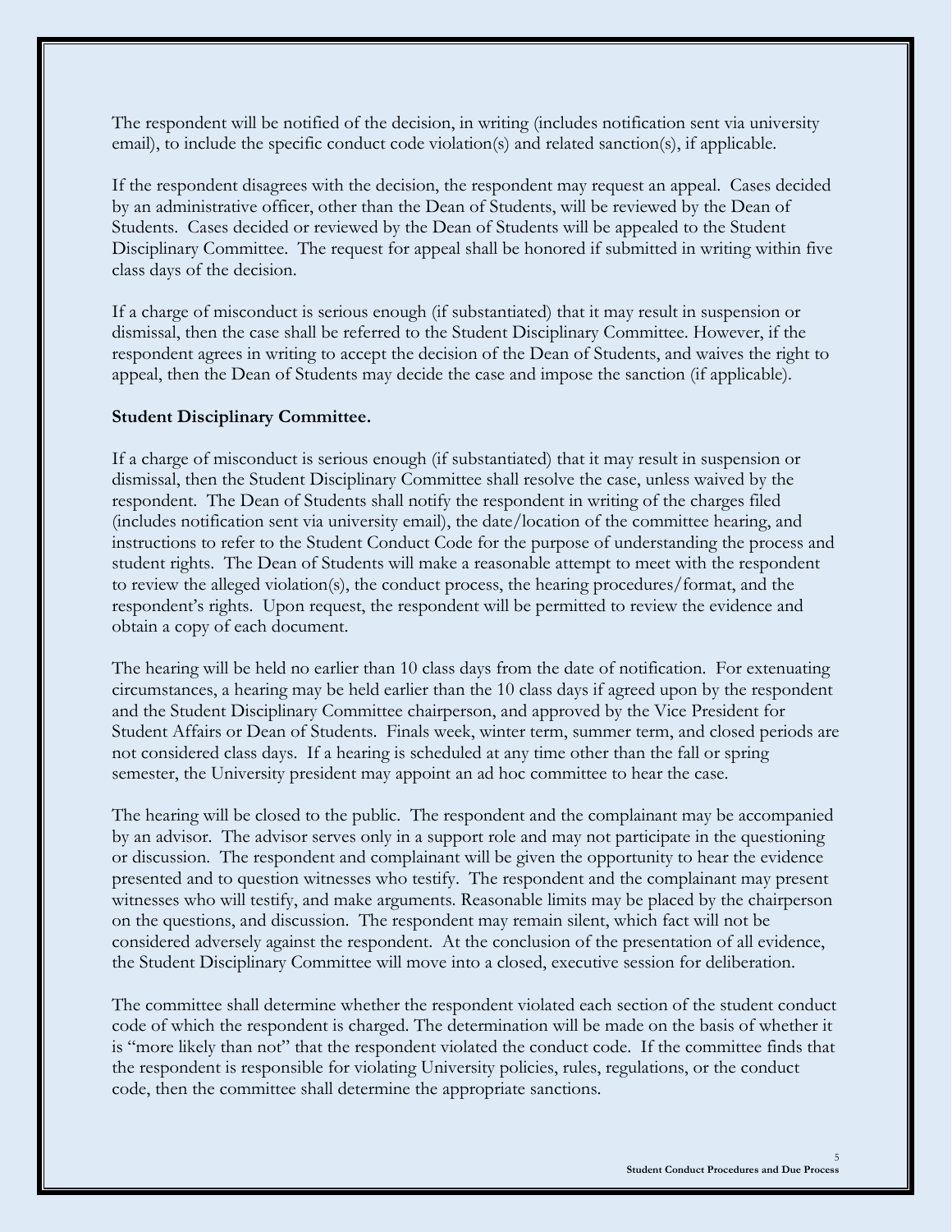The respondent will be notified of the decision, in writing (includes notification sent via university email), to include the specific conduct code violation(s) and related sanction(s), if applicable.

If the respondent disagrees with the decision, the respondent may request an appeal. Cases decided by an administrative officer, other than the Dean of Students, will be reviewed by the Dean of Students. Cases decided or reviewed by the Dean of Students will be appealed to the Student Disciplinary Committee. The request for appeal shall be honored if submitted in writing within five class days of the decision.

If a charge of misconduct is serious enough (if substantiated) that it may result in suspension or dismissal, then the case shall be referred to the Student Disciplinary Committee. However, if the respondent agrees in writing to accept the decision of the Dean of Students, and waives the right to appeal, then the Dean of Students may decide the case and impose the sanction (if applicable).

**Student Disciplinary Committee.**

If a charge of misconduct is serious enough (if substantiated) that it may result in suspension or dismissal, then the Student Disciplinary Committee shall resolve the case, unless waived by the respondent. The Dean of Students shall notify the respondent in writing of the charges filed (includes notification sent via university email), the date/location of the committee hearing, and instructions to refer to the Student Conduct Code for the purpose of understanding the process and student rights. The Dean of Students will make a reasonable attempt to meet with the respondent to review the alleged violation(s), the conduct process, the hearing procedures/format, and the respondent's rights. Upon request, the respondent will be permitted to review the evidence and obtain a copy of each document.

The hearing will be held no earlier than 10 class days from the date of notification. For extenuating circumstances, a hearing may be held earlier than the 10 class days if agreed upon by the respondent and the Student Disciplinary Committee chairperson, and approved by the Vice President for Student Affairs or Dean of Students. Finals week, winter term, summer term, and closed periods are not considered class days. If a hearing is scheduled at any time other than the fall or spring semester, the University president may appoint an ad hoc committee to hear the case.

The hearing will be closed to the public. The respondent and the complainant may be accompanied by an advisor. The advisor serves only in a support role and may not participate in the questioning or discussion. The respondent and complainant will be given the opportunity to hear the evidence presented and to question witnesses who testify. The respondent and the complainant may present witnesses who will testify, and make arguments. Reasonable limits may be placed by the chairperson on the questions, and discussion. The respondent may remain silent, which fact will not be considered adversely against the respondent. At the conclusion of the presentation of all evidence, the Student Disciplinary Committee will move into a closed, executive session for deliberation.

The committee shall determine whether the respondent violated each section of the student conduct code of which the respondent is charged. The determination will be made on the basis of whether it is "more likely than not" that the respondent violated the conduct code. If the committee finds that the respondent is responsible for violating University policies, rules, regulations, or the conduct code, then the committee shall determine the appropriate sanctions.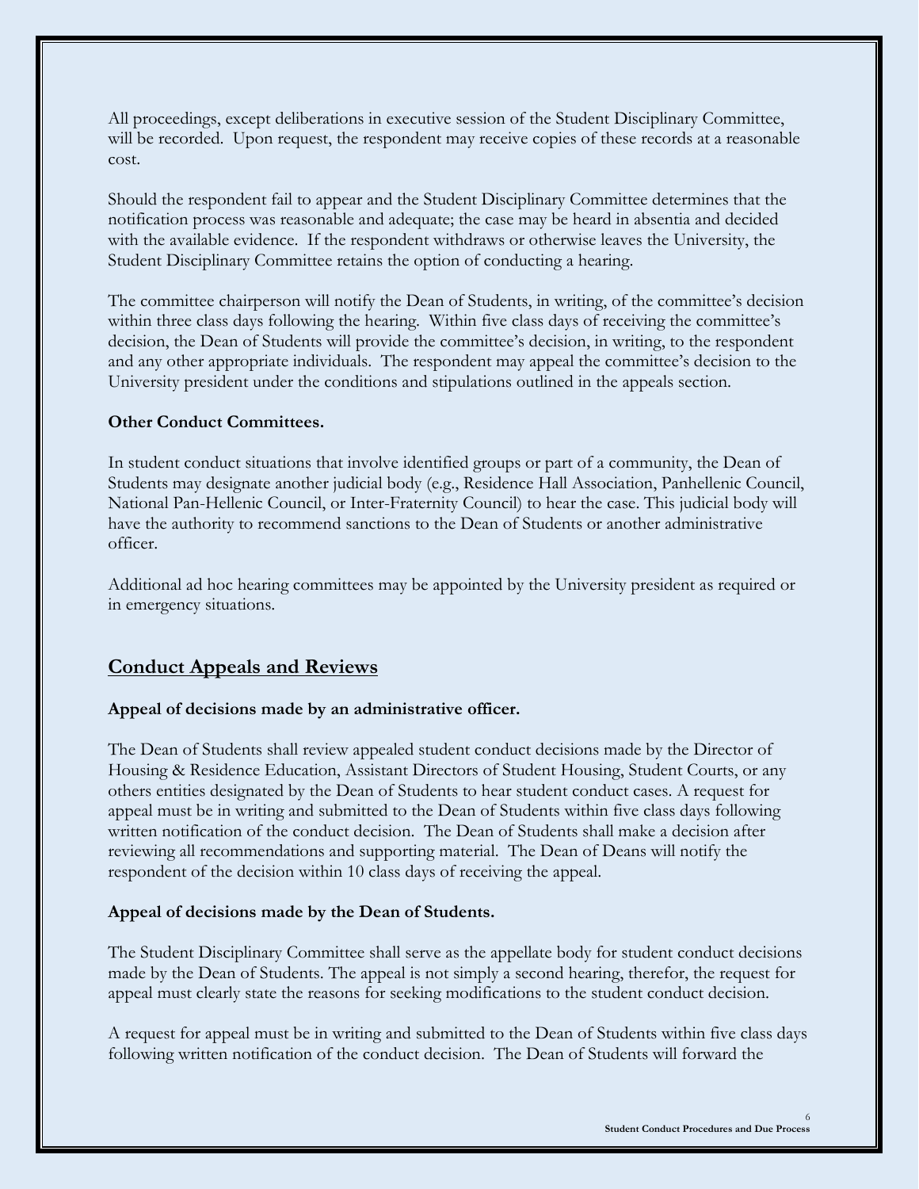All proceedings, except deliberations in executive session of the Student Disciplinary Committee, will be recorded. Upon request, the respondent may receive copies of these records at a reasonable cost.

Should the respondent fail to appear and the Student Disciplinary Committee determines that the notification process was reasonable and adequate; the case may be heard in absentia and decided with the available evidence. If the respondent withdraws or otherwise leaves the University, the Student Disciplinary Committee retains the option of conducting a hearing.

The committee chairperson will notify the Dean of Students, in writing, of the committee's decision within three class days following the hearing. Within five class days of receiving the committee's decision, the Dean of Students will provide the committee's decision, in writing, to the respondent and any other appropriate individuals. The respondent may appeal the committee's decision to the University president under the conditions and stipulations outlined in the appeals section.

**Other Conduct Committees.**

In student conduct situations that involve identified groups or part of a community, the Dean of Students may designate another judicial body (e.g., Residence Hall Association, Panhellenic Council, National Pan-Hellenic Council, or Inter-Fraternity Council) to hear the case. This judicial body will have the authority to recommend sanctions to the Dean of Students or another administrative officer.

Additional ad hoc hearing committees may be appointed by the University president as required or in emergency situations.

## Conduct Appeals and Reviews

**Appeal of decisions made by an administrative officer.**

The Dean of Students shall review appealed student conduct decisions made by the Director of Housing & Residence Education, Assistant Directors of Student Housing, Student Courts, or any others entities designated by the Dean of Students to hear student conduct cases. A request for appeal must be in writing and submitted to the Dean of Students within five class days following written notification of the conduct decision. The Dean of Students shall make a decision after reviewing all recommendations and supporting material. The Dean of Deans will notify the respondent of the decision within 10 class days of receiving the appeal.

**Appeal of decisions made by the Dean of Students.**

The Student Disciplinary Committee shall serve as the appellate body for student conduct decisions made by the Dean of Students. The appeal is not simply a second hearing, therefor, the request for appeal must clearly state the reasons for seeking modifications to the student conduct decision.

A request for appeal must be in writing and submitted to the Dean of Students within five class days following written notification of the conduct decision. The Dean of Students will forward the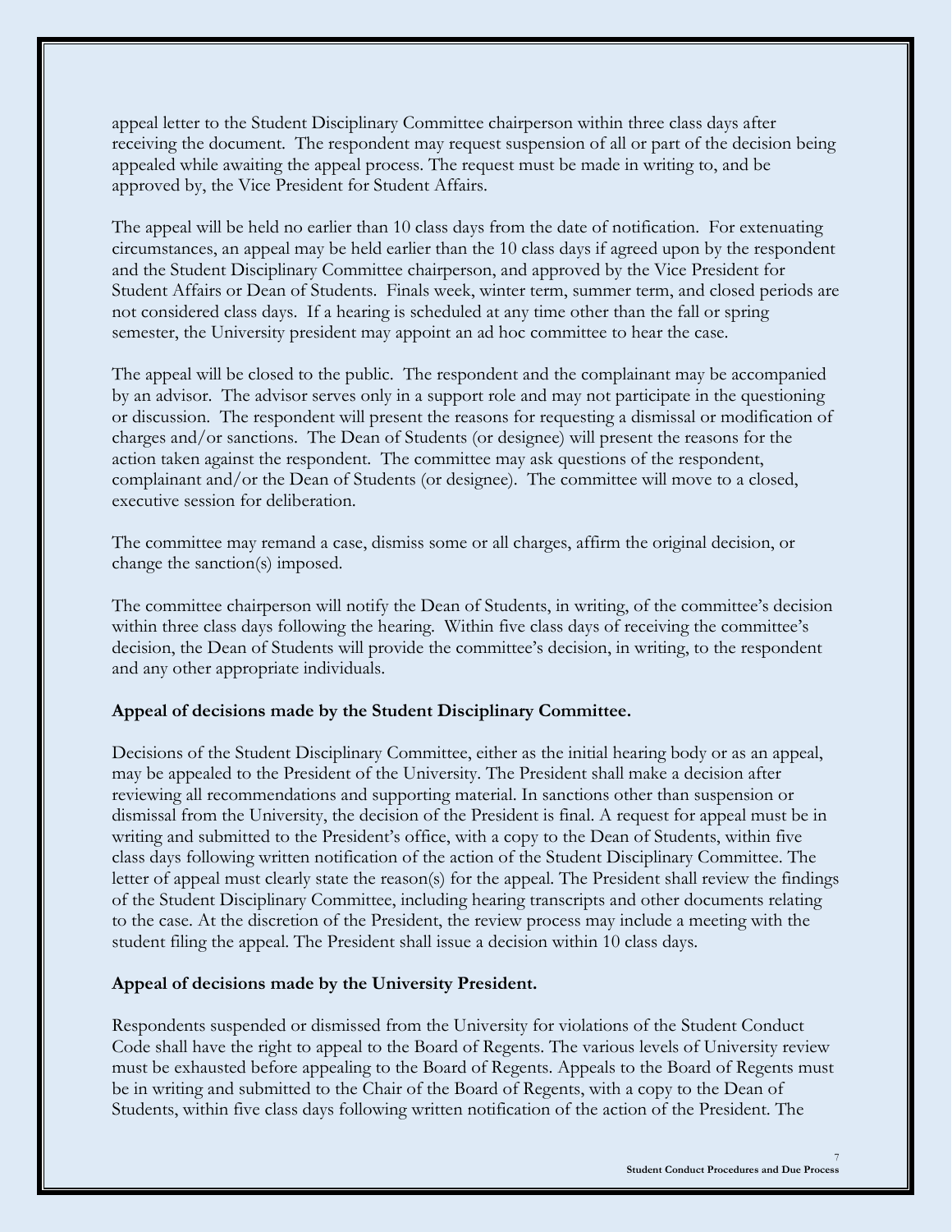appeal letter to the Student Disciplinary Committee chairperson within three class days after receiving the document. The respondent may request suspension of all or part of the decision being appealed while awaiting the appeal process. The request must be made in writing to, and be approved by, the Vice President for Student Affairs.

The appeal will be held no earlier than 10 class days from the date of notification. For extenuating circumstances, an appeal may be held earlier than the 10 class days if agreed upon by the respondent and the Student Disciplinary Committee chairperson, and approved by the Vice President for Student Affairs or Dean of Students. Finals week, winter term, summer term, and closed periods are not considered class days. If a hearing is scheduled at any time other than the fall or spring semester, the University president may appoint an ad hoc committee to hear the case.

The appeal will be closed to the public. The respondent and the complainant may be accompanied by an advisor. The advisor serves only in a support role and may not participate in the questioning or discussion. The respondent will present the reasons for requesting a dismissal or modification of charges and/or sanctions. The Dean of Students (or designee) will present the reasons for the action taken against the respondent. The committee may ask questions of the respondent, complainant and/or the Dean of Students (or designee). The committee will move to a closed, executive session for deliberation.

The committee may remand a case, dismiss some or all charges, affirm the original decision, or change the sanction(s) imposed.

The committee chairperson will notify the Dean of Students, in writing, of the committee's decision within three class days following the hearing. Within five class days of receiving the committee's decision, the Dean of Students will provide the committee's decision, in writing, to the respondent and any other appropriate individuals.

**Appeal of decisions made by the Student Disciplinary Committee.**

Decisions of the Student Disciplinary Committee, either as the initial hearing body or as an appeal, may be appealed to the President of the University. The President shall make a decision after reviewing all recommendations and supporting material. In sanctions other than suspension or dismissal from the University, the decision of the President is final. A request for appeal must be in writing and submitted to the President's office, with a copy to the Dean of Students, within five class days following written notification of the action of the Student Disciplinary Committee. The letter of appeal must clearly state the reason(s) for the appeal. The President shall review the findings of the Student Disciplinary Committee, including hearing transcripts and other documents relating to the case. At the discretion of the President, the review process may include a meeting with the student filing the appeal. The President shall issue a decision within 10 class days.

**Appeal of decisions made by the University President.**

Respondents suspended or dismissed from the University for violations of the Student Conduct Code shall have the right to appeal to the Board of Regents. The various levels of University review must be exhausted before appealing to the Board of Regents. Appeals to the Board of Regents must be in writing and submitted to the Chair of the Board of Regents, with a copy to the Dean of Students, within five class days following written notification of the action of the President. The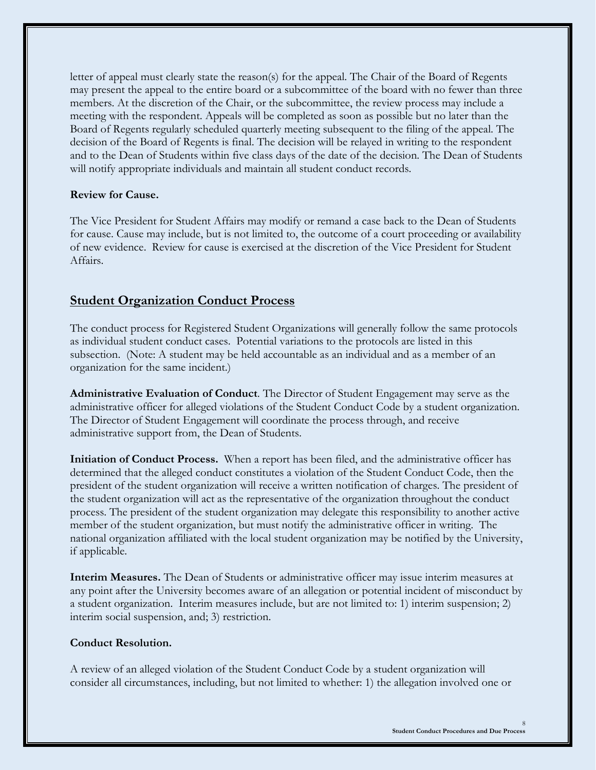letter of appeal must clearly state the reason(s) for the appeal. The Chair of the Board of Regents may present the appeal to the entire board or a subcommittee of the board with no fewer than three members. At the discretion of the Chair, or the subcommittee, the review process may include a meeting with the respondent. Appeals will be completed as soon as possible but no later than the Board of Regents regularly scheduled quarterly meeting subsequent to the filing of the appeal. The decision of the Board of Regents is final. The decision will be relayed in writing to the respondent and to the Dean of Students within five class days of the date of the decision. The Dean of Students will notify appropriate individuals and maintain all student conduct records.

**Review for Cause.**

The Vice President for Student Affairs may modify or remand a case back to the Dean of Students for cause. Cause may include, but is not limited to, the outcome of a court proceeding or availability of new evidence. Review for cause is exercised at the discretion of the Vice President for Student Affairs.

## Student Organization Conduct Process

The conduct process for Registered Student Organizations will generally follow the same protocols as individual student conduct cases. Potential variations to the protocols are listed in this subsection. (Note: A student may be held accountable as an individual and as a member of an organization for the same incident.)

**Administrative Evaluation of Conduct**. The Director of Student Engagement may serve as the administrative officer for alleged violations of the Student Conduct Code by a student organization. The Director of Student Engagement will coordinate the process through, and receive administrative support from, the Dean of Students.

**Initiation of Conduct Process.** When a report has been filed, and the administrative officer has determined that the alleged conduct constitutes a violation of the Student Conduct Code, then the president of the student organization will receive a written notification of charges. The president of the student organization will act as the representative of the organization throughout the conduct process. The president of the student organization may delegate this responsibility to another active member of the student organization, but must notify the administrative officer in writing. The national organization affiliated with the local student organization may be notified by the University, if applicable.

**Interim Measures.** The Dean of Students or administrative officer may issue interim measures at any point after the University becomes aware of an allegation or potential incident of misconduct by a student organization. Interim measures include, but are not limited to: 1) interim suspension; 2) interim social suspension, and; 3) restriction.

**Conduct Resolution.**

A review of an alleged violation of the Student Conduct Code by a student organization will consider all circumstances, including, but not limited to whether: 1) the allegation involved one or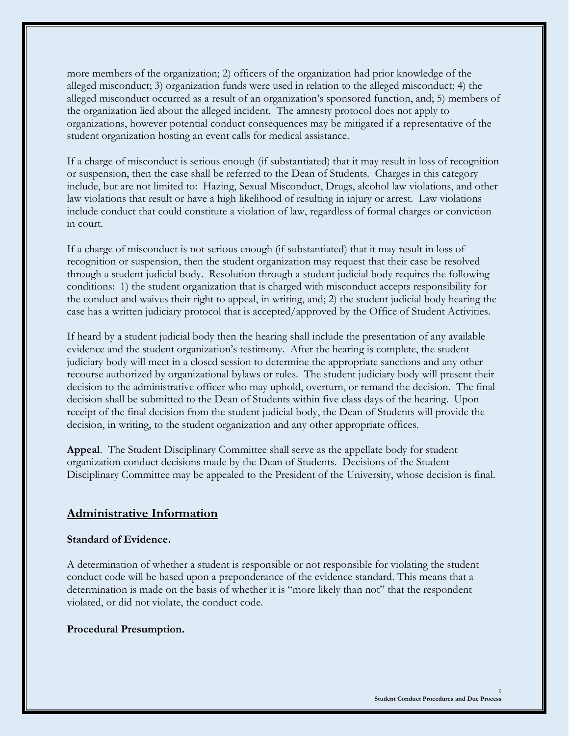more members of the organization; 2) officers of the organization had prior knowledge of the alleged misconduct; 3) organization funds were used in relation to the alleged misconduct; 4) the alleged misconduct occurred as a result of an organization's sponsored function, and; 5) members of the organization lied about the alleged incident. The amnesty protocol does not apply to organizations, however potential conduct consequences may be mitigated if a representative of the student organization hosting an event calls for medical assistance.

If a charge of misconduct is serious enough (if substantiated) that it may result in loss of recognition or suspension, then the case shall be referred to the Dean of Students. Charges in this category include, but are not limited to: Hazing, Sexual Misconduct, Drugs, alcohol law violations, and other law violations that result or have a high likelihood of resulting in injury or arrest. Law violations include conduct that could constitute a violation of law, regardless of formal charges or conviction in court.

If a charge of misconduct is not serious enough (if substantiated) that it may result in loss of recognition or suspension, then the student organization may request that their case be resolved through a student judicial body. Resolution through a student judicial body requires the following conditions: 1) the student organization that is charged with misconduct accepts responsibility for the conduct and waives their right to appeal, in writing, and; 2) the student judicial body hearing the case has a written judiciary protocol that is accepted/approved by the Office of Student Activities.

If heard by a student judicial body then the hearing shall include the presentation of any available evidence and the student organization's testimony. After the hearing is complete, the student judiciary body will meet in a closed session to determine the appropriate sanctions and any other recourse authorized by organizational bylaws or rules. The student judiciary body will present their decision to the administrative officer who may uphold, overturn, or remand the decision. The final decision shall be submitted to the Dean of Students within five class days of the hearing. Upon receipt of the final decision from the student judicial body, the Dean of Students will provide the decision, in writing, to the student organization and any other appropriate offices.

**Appeal**. The Student Disciplinary Committee shall serve as the appellate body for student organization conduct decisions made by the Dean of Students. Decisions of the Student Disciplinary Committee may be appealed to the President of the University, whose decision is final.

## Administrative Information

**Standard of Evidence.**

A determination of whether a student is responsible or not responsible for violating the student conduct code will be based upon a preponderance of the evidence standard. This means that a determination is made on the basis of whether it is "more likely than not" that the respondent violated, or did not violate, the conduct code.

**Procedural Presumption.**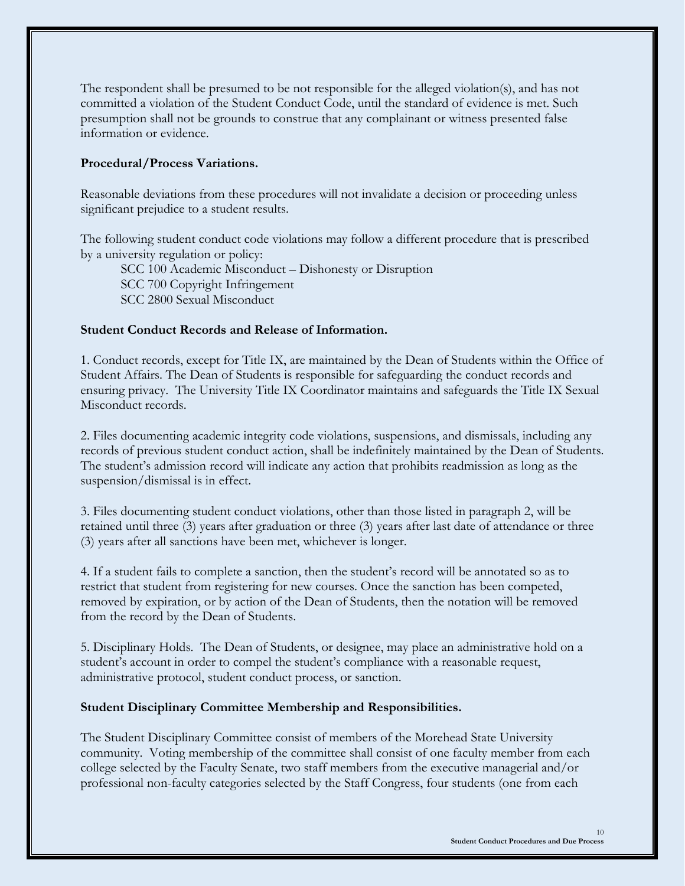The respondent shall be presumed to be not responsible for the alleged violation(s), and has not committed a violation of the Student Conduct Code, until the standard of evidence is met. Such presumption shall not be grounds to construe that any complainant or witness presented false information or evidence.

**Procedural/Process Variations.**

Reasonable deviations from these procedures will not invalidate a decision or proceeding unless significant prejudice to a student results.

The following student conduct code violations may follow a different procedure that is prescribed by a university regulation or policy:

SCC 100 Academic Misconduct – Dishonesty or Disruption
SCC 700 Copyright Infringement
SCC 2800 Sexual Misconduct

**Student Conduct Records and Release of Information.**

1. Conduct records, except for Title IX, are maintained by the Dean of Students within the Office of Student Affairs. The Dean of Students is responsible for safeguarding the conduct records and ensuring privacy. The University Title IX Coordinator maintains and safeguards the Title IX Sexual Misconduct records.

2. Files documenting academic integrity code violations, suspensions, and dismissals, including any records of previous student conduct action, shall be indefinitely maintained by the Dean of Students. The student's admission record will indicate any action that prohibits readmission as long as the suspension/dismissal is in effect.

3. Files documenting student conduct violations, other than those listed in paragraph 2, will be retained until three (3) years after graduation or three (3) years after last date of attendance or three (3) years after all sanctions have been met, whichever is longer.

4. If a student fails to complete a sanction, then the student's record will be annotated so as to restrict that student from registering for new courses. Once the sanction has been competed, removed by expiration, or by action of the Dean of Students, then the notation will be removed from the record by the Dean of Students.

5. Disciplinary Holds. The Dean of Students, or designee, may place an administrative hold on a student's account in order to compel the student's compliance with a reasonable request, administrative protocol, student conduct process, or sanction.

**Student Disciplinary Committee Membership and Responsibilities.**

The Student Disciplinary Committee consist of members of the Morehead State University community. Voting membership of the committee shall consist of one faculty member from each college selected by the Faculty Senate, two staff members from the executive managerial and/or professional non-faculty categories selected by the Staff Congress, four students (one from each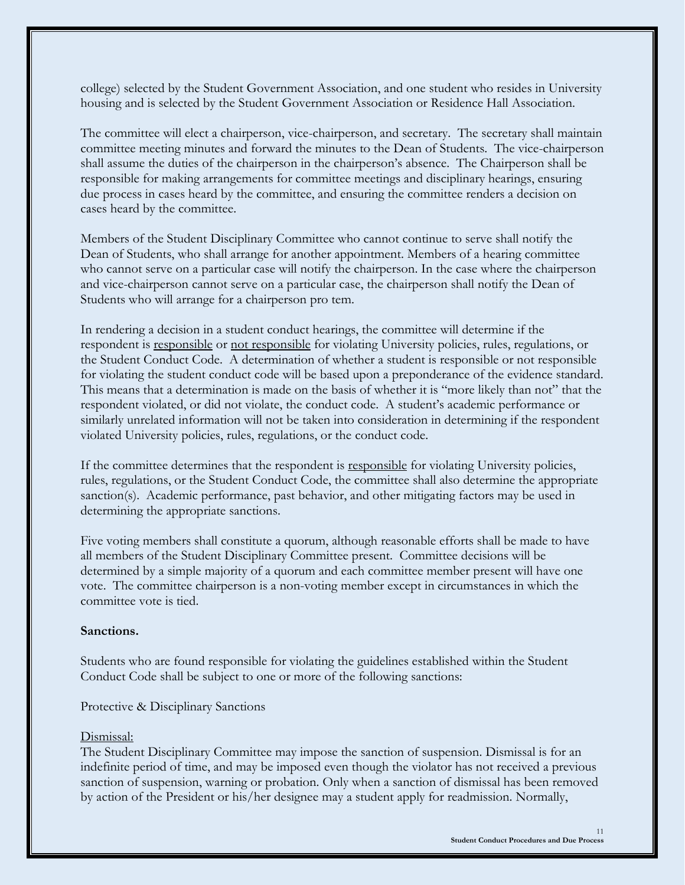college) selected by the Student Government Association, and one student who resides in University housing and is selected by the Student Government Association or Residence Hall Association.

The committee will elect a chairperson, vice-chairperson, and secretary. The secretary shall maintain committee meeting minutes and forward the minutes to the Dean of Students. The vice-chairperson shall assume the duties of the chairperson in the chairperson's absence. The Chairperson shall be responsible for making arrangements for committee meetings and disciplinary hearings, ensuring due process in cases heard by the committee, and ensuring the committee renders a decision on cases heard by the committee.

Members of the Student Disciplinary Committee who cannot continue to serve shall notify the Dean of Students, who shall arrange for another appointment. Members of a hearing committee who cannot serve on a particular case will notify the chairperson. In the case where the chairperson and vice-chairperson cannot serve on a particular case, the chairperson shall notify the Dean of Students who will arrange for a chairperson pro tem.

In rendering a decision in a student conduct hearings, the committee will determine if the respondent is <u>responsible</u> or <u>not responsible</u> for violating University policies, rules, regulations, or the Student Conduct Code. A determination of whether a student is responsible or not responsible for violating the student conduct code will be based upon a preponderance of the evidence standard. This means that a determination is made on the basis of whether it is "more likely than not" that the respondent violated, or did not violate, the conduct code. A student's academic performance or similarly unrelated information will not be taken into consideration in determining if the respondent violated University policies, rules, regulations, or the conduct code.

If the committee determines that the respondent is <u>responsible</u> for violating University policies, rules, regulations, or the Student Conduct Code, the committee shall also determine the appropriate sanction(s). Academic performance, past behavior, and other mitigating factors may be used in determining the appropriate sanctions.

Five voting members shall constitute a quorum, although reasonable efforts shall be made to have all members of the Student Disciplinary Committee present. Committee decisions will be determined by a simple majority of a quorum and each committee member present will have one vote. The committee chairperson is a non-voting member except in circumstances in which the committee vote is tied.

**Sanctions.**

Students who are found responsible for violating the guidelines established within the Student Conduct Code shall be subject to one or more of the following sanctions:

Protective & Disciplinary Sanctions

<u>Dismissal:</u>
The Student Disciplinary Committee may impose the sanction of suspension. Dismissal is for an indefinite period of time, and may be imposed even though the violator has not received a previous sanction of suspension, warning or probation. Only when a sanction of dismissal has been removed by action of the President or his/her designee may a student apply for readmission. Normally,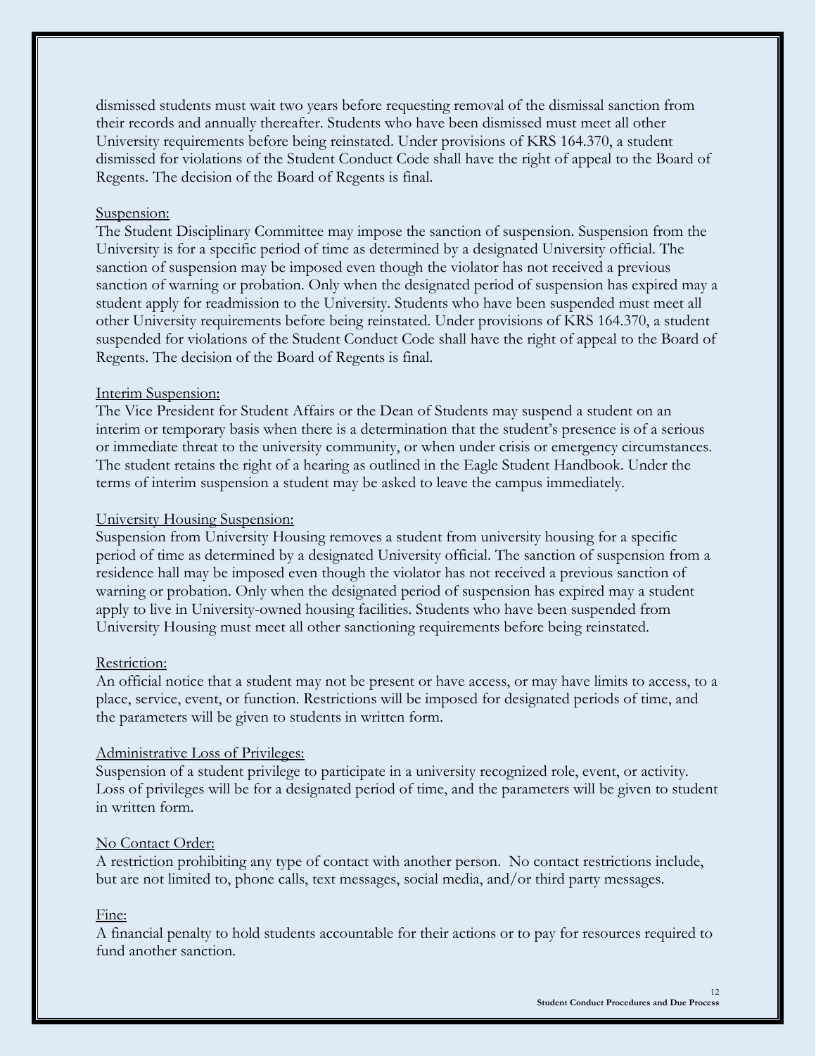dismissed students must wait two years before requesting removal of the dismissal sanction from their records and annually thereafter. Students who have been dismissed must meet all other University requirements before being reinstated. Under provisions of KRS 164.370, a student dismissed for violations of the Student Conduct Code shall have the right of appeal to the Board of Regents. The decision of the Board of Regents is final.

Suspension:

The Student Disciplinary Committee may impose the sanction of suspension. Suspension from the University is for a specific period of time as determined by a designated University official. The sanction of suspension may be imposed even though the violator has not received a previous sanction of warning or probation. Only when the designated period of suspension has expired may a student apply for readmission to the University. Students who have been suspended must meet all other University requirements before being reinstated. Under provisions of KRS 164.370, a student suspended for violations of the Student Conduct Code shall have the right of appeal to the Board of Regents. The decision of the Board of Regents is final.

Interim Suspension:

The Vice President for Student Affairs or the Dean of Students may suspend a student on an interim or temporary basis when there is a determination that the student's presence is of a serious or immediate threat to the university community, or when under crisis or emergency circumstances. The student retains the right of a hearing as outlined in the Eagle Student Handbook. Under the terms of interim suspension a student may be asked to leave the campus immediately.

University Housing Suspension:

Suspension from University Housing removes a student from university housing for a specific period of time as determined by a designated University official. The sanction of suspension from a residence hall may be imposed even though the violator has not received a previous sanction of warning or probation. Only when the designated period of suspension has expired may a student apply to live in University-owned housing facilities. Students who have been suspended from University Housing must meet all other sanctioning requirements before being reinstated.

Restriction:

An official notice that a student may not be present or have access, or may have limits to access, to a place, service, event, or function. Restrictions will be imposed for designated periods of time, and the parameters will be given to students in written form.

Administrative Loss of Privileges:

Suspension of a student privilege to participate in a university recognized role, event, or activity. Loss of privileges will be for a designated period of time, and the parameters will be given to student in written form.

No Contact Order:

A restriction prohibiting any type of contact with another person. No contact restrictions include, but are not limited to, phone calls, text messages, social media, and/or third party messages.

Fine:

A financial penalty to hold students accountable for their actions or to pay for resources required to fund another sanction.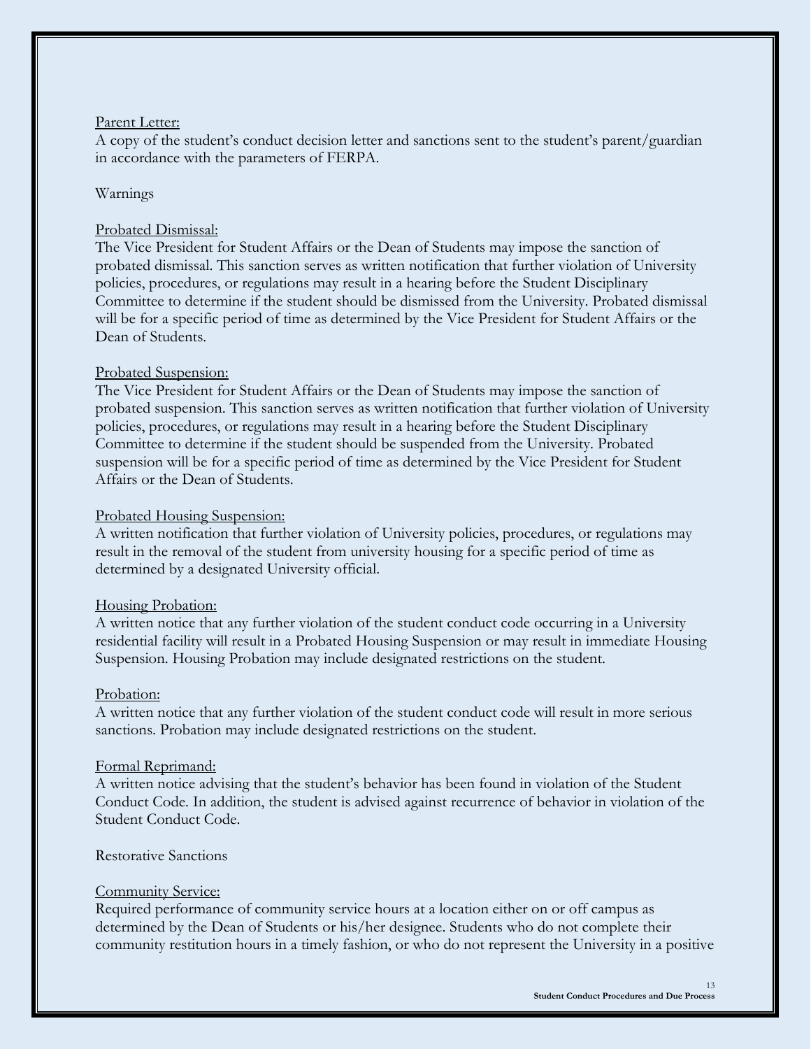Parent Letter:

A copy of the student's conduct decision letter and sanctions sent to the student's parent/guardian in accordance with the parameters of FERPA.

Warnings

Probated Dismissal:

The Vice President for Student Affairs or the Dean of Students may impose the sanction of probated dismissal. This sanction serves as written notification that further violation of University policies, procedures, or regulations may result in a hearing before the Student Disciplinary Committee to determine if the student should be dismissed from the University. Probated dismissal will be for a specific period of time as determined by the Vice President for Student Affairs or the Dean of Students.

Probated Suspension:

The Vice President for Student Affairs or the Dean of Students may impose the sanction of probated suspension. This sanction serves as written notification that further violation of University policies, procedures, or regulations may result in a hearing before the Student Disciplinary Committee to determine if the student should be suspended from the University. Probated suspension will be for a specific period of time as determined by the Vice President for Student Affairs or the Dean of Students.

Probated Housing Suspension:

A written notification that further violation of University policies, procedures, or regulations may result in the removal of the student from university housing for a specific period of time as determined by a designated University official.

Housing Probation:

A written notice that any further violation of the student conduct code occurring in a University residential facility will result in a Probated Housing Suspension or may result in immediate Housing Suspension. Housing Probation may include designated restrictions on the student.

Probation:

A written notice that any further violation of the student conduct code will result in more serious sanctions. Probation may include designated restrictions on the student.

Formal Reprimand:

A written notice advising that the student's behavior has been found in violation of the Student Conduct Code. In addition, the student is advised against recurrence of behavior in violation of the Student Conduct Code.

Restorative Sanctions

Community Service:

Required performance of community service hours at a location either on or off campus as determined by the Dean of Students or his/her designee. Students who do not complete their community restitution hours in a timely fashion, or who do not represent the University in a positive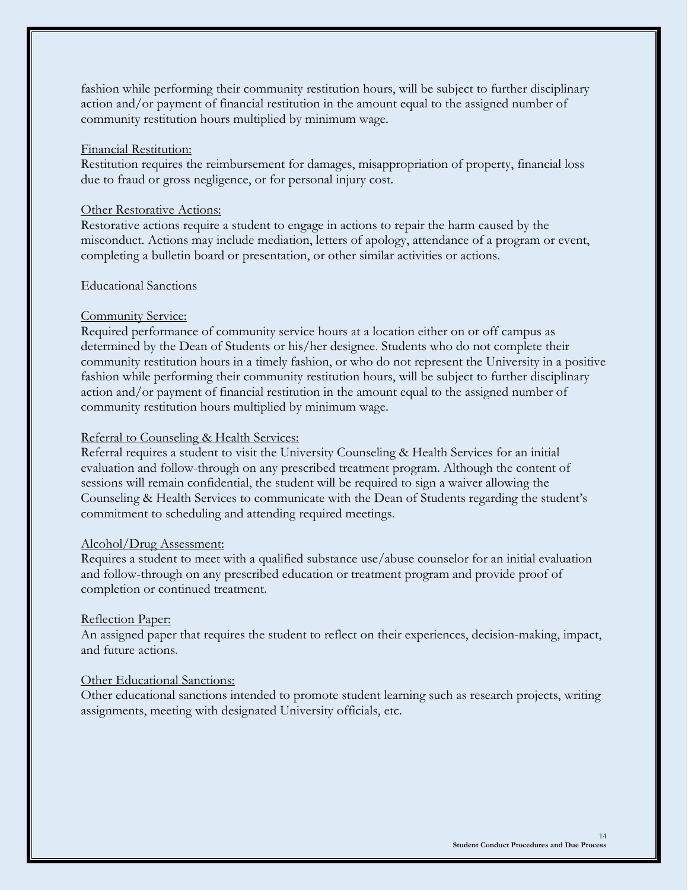fashion while performing their community restitution hours, will be subject to further disciplinary action and/or payment of financial restitution in the amount equal to the assigned number of community restitution hours multiplied by minimum wage.

Financial Restitution:
Restitution requires the reimbursement for damages, misappropriation of property, financial loss due to fraud or gross negligence, or for personal injury cost.

Other Restorative Actions:
Restorative actions require a student to engage in actions to repair the harm caused by the misconduct. Actions may include mediation, letters of apology, attendance of a program or event, completing a bulletin board or presentation, or other similar activities or actions.

Educational Sanctions

Community Service:
Required performance of community service hours at a location either on or off campus as determined by the Dean of Students or his/her designee. Students who do not complete their community restitution hours in a timely fashion, or who do not represent the University in a positive fashion while performing their community restitution hours, will be subject to further disciplinary action and/or payment of financial restitution in the amount equal to the assigned number of community restitution hours multiplied by minimum wage.

Referral to Counseling & Health Services:
Referral requires a student to visit the University Counseling & Health Services for an initial evaluation and follow-through on any prescribed treatment program. Although the content of sessions will remain confidential, the student will be required to sign a waiver allowing the Counseling & Health Services to communicate with the Dean of Students regarding the student's commitment to scheduling and attending required meetings.

Alcohol/Drug Assessment:
Requires a student to meet with a qualified substance use/abuse counselor for an initial evaluation and follow-through on any prescribed education or treatment program and provide proof of completion or continued treatment.

Reflection Paper:
An assigned paper that requires the student to reflect on their experiences, decision-making, impact, and future actions.

Other Educational Sanctions:
Other educational sanctions intended to promote student learning such as research projects, writing assignments, meeting with designated University officials, etc.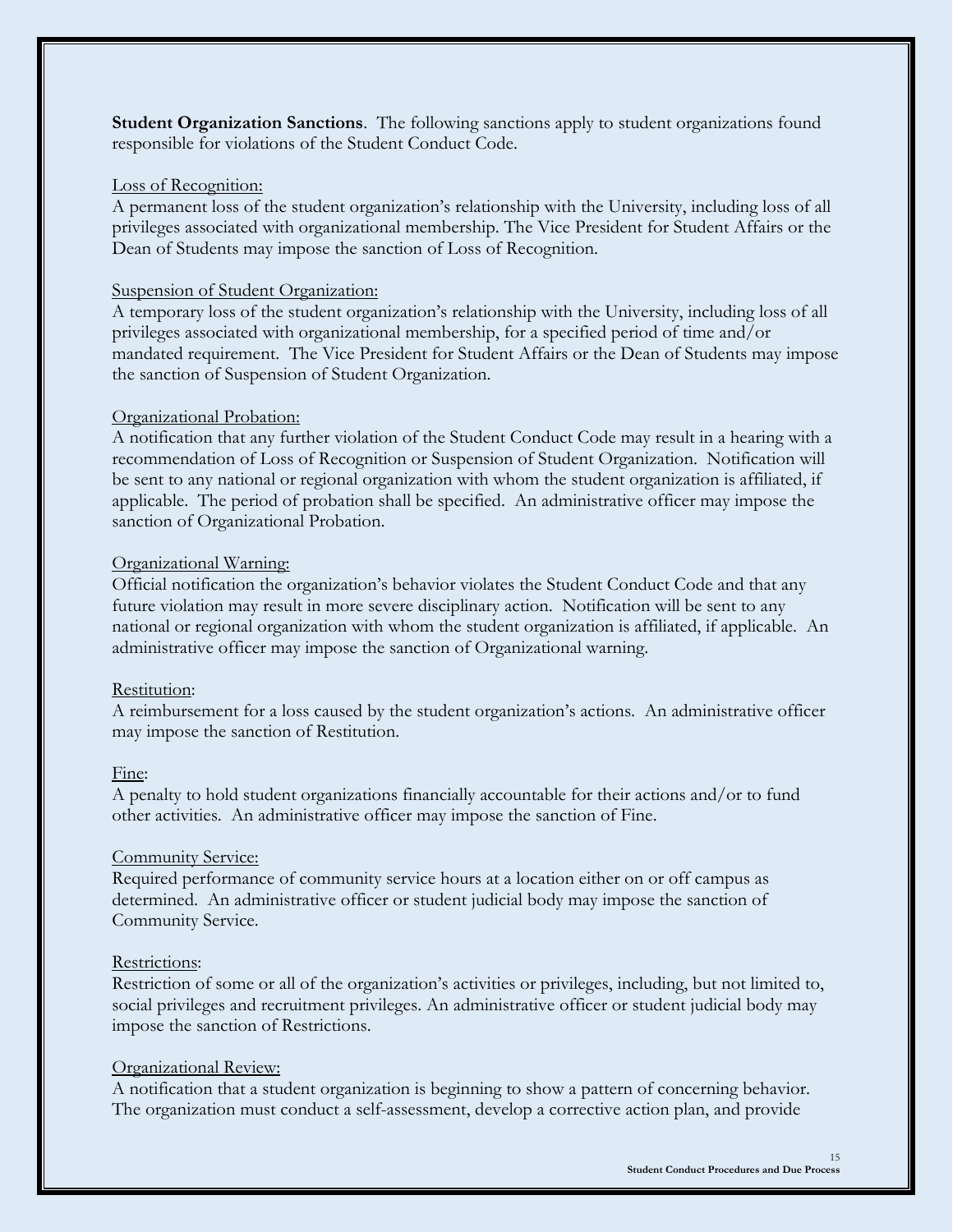**Student Organization Sanctions**. The following sanctions apply to student organizations found responsible for violations of the Student Conduct Code.

Loss of Recognition:
A permanent loss of the student organization's relationship with the University, including loss of all privileges associated with organizational membership. The Vice President for Student Affairs or the Dean of Students may impose the sanction of Loss of Recognition.

Suspension of Student Organization:
A temporary loss of the student organization's relationship with the University, including loss of all privileges associated with organizational membership, for a specified period of time and/or mandated requirement. The Vice President for Student Affairs or the Dean of Students may impose the sanction of Suspension of Student Organization.

Organizational Probation:
A notification that any further violation of the Student Conduct Code may result in a hearing with a recommendation of Loss of Recognition or Suspension of Student Organization. Notification will be sent to any national or regional organization with whom the student organization is affiliated, if applicable. The period of probation shall be specified. An administrative officer may impose the sanction of Organizational Probation.

Organizational Warning:
Official notification the organization's behavior violates the Student Conduct Code and that any future violation may result in more severe disciplinary action. Notification will be sent to any national or regional organization with whom the student organization is affiliated, if applicable. An administrative officer may impose the sanction of Organizational warning.

Restitution:
A reimbursement for a loss caused by the student organization's actions. An administrative officer may impose the sanction of Restitution.

Fine:
A penalty to hold student organizations financially accountable for their actions and/or to fund other activities. An administrative officer may impose the sanction of Fine.

Community Service:
Required performance of community service hours at a location either on or off campus as determined. An administrative officer or student judicial body may impose the sanction of Community Service.

Restrictions:
Restriction of some or all of the organization's activities or privileges, including, but not limited to, social privileges and recruitment privileges. An administrative officer or student judicial body may impose the sanction of Restrictions.

Organizational Review:
A notification that a student organization is beginning to show a pattern of concerning behavior. The organization must conduct a self-assessment, develop a corrective action plan, and provide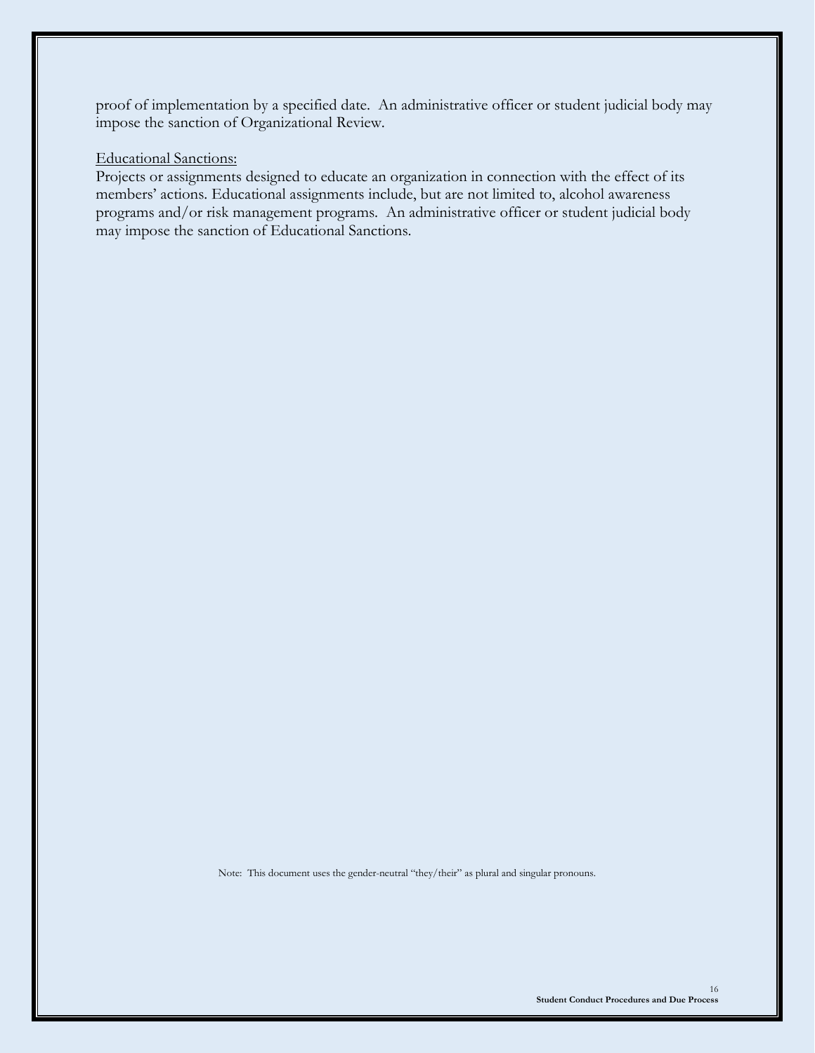proof of implementation by a specified date. An administrative officer or student judicial body may impose the sanction of Organizational Review.

Educational Sanctions:

Projects or assignments designed to educate an organization in connection with the effect of its members' actions. Educational assignments include, but are not limited to, alcohol awareness programs and/or risk management programs. An administrative officer or student judicial body may impose the sanction of Educational Sanctions.

Note: This document uses the gender-neutral "they/their" as plural and singular pronouns.